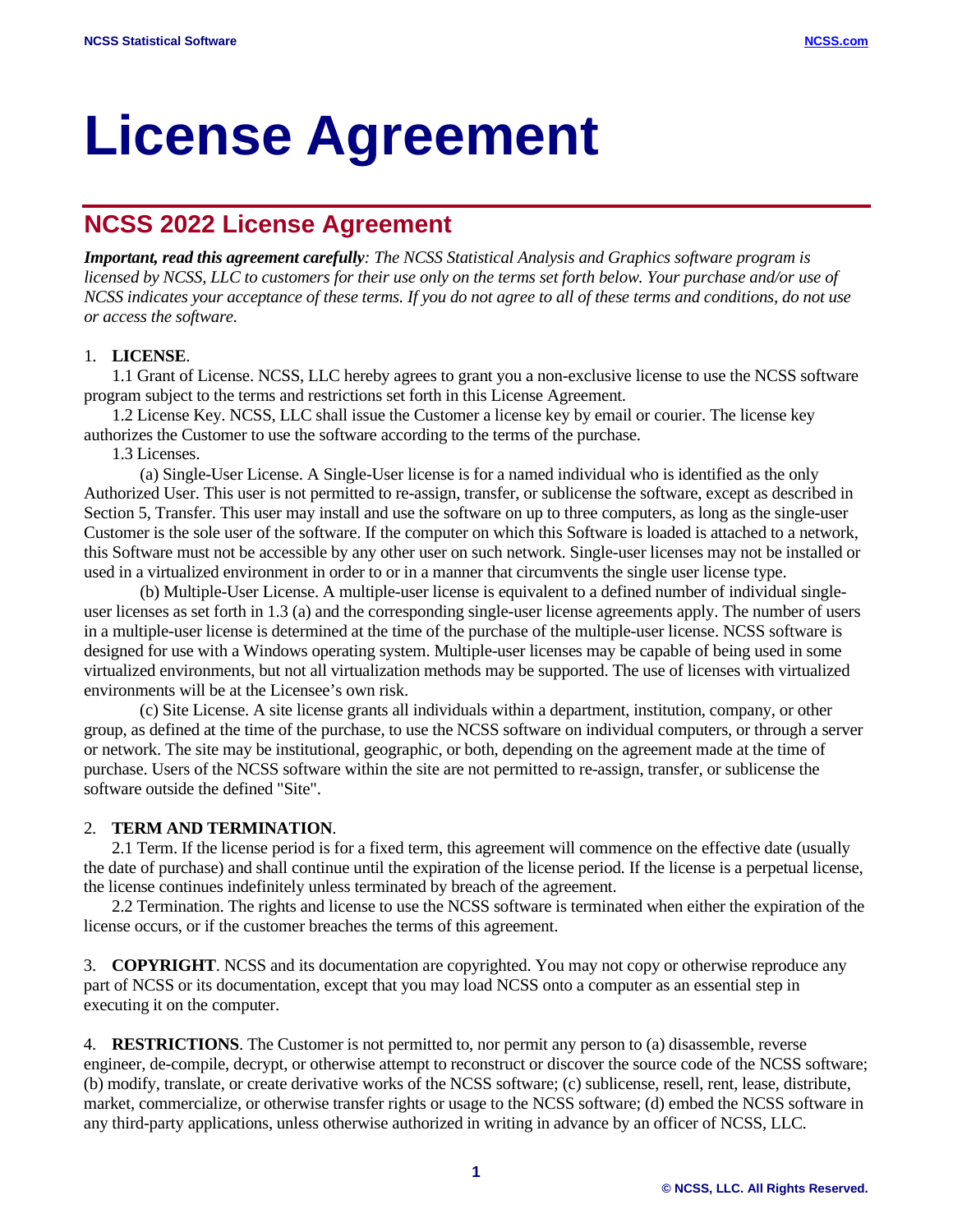# License Agreement

## NCSS 2022 License Agreement

***Important, read this agreement carefully****: The NCSS Statistical Analysis and Graphics software program is licensed by NCSS, LLC to customers for their use only on the terms set forth below. Your purchase and/or use of NCSS indicates your acceptance of these terms. If you do not agree to all of these terms and conditions, do not use or access the software.*

1. **LICENSE**.

1.1 Grant of License. NCSS, LLC hereby agrees to grant you a non-exclusive license to use the NCSS software program subject to the terms and restrictions set forth in this License Agreement.

1.2 License Key. NCSS, LLC shall issue the Customer a license key by email or courier. The license key authorizes the Customer to use the software according to the terms of the purchase.

1.3 Licenses.

(a) Single-User License. A Single-User license is for a named individual who is identified as the only Authorized User. This user is not permitted to re-assign, transfer, or sublicense the software, except as described in Section 5, Transfer. This user may install and use the software on up to three computers, as long as the single-user Customer is the sole user of the software. If the computer on which this Software is loaded is attached to a network, this Software must not be accessible by any other user on such network. Single-user licenses may not be installed or used in a virtualized environment in order to or in a manner that circumvents the single user license type.

(b) Multiple-User License. A multiple-user license is equivalent to a defined number of individual single-user licenses as set forth in 1.3 (a) and the corresponding single-user license agreements apply. The number of users in a multiple-user license is determined at the time of the purchase of the multiple-user license. NCSS software is designed for use with a Windows operating system. Multiple-user licenses may be capable of being used in some virtualized environments, but not all virtualization methods may be supported. The use of licenses with virtualized environments will be at the Licensee's own risk.

(c) Site License. A site license grants all individuals within a department, institution, company, or other group, as defined at the time of the purchase, to use the NCSS software on individual computers, or through a server or network. The site may be institutional, geographic, or both, depending on the agreement made at the time of purchase. Users of the NCSS software within the site are not permitted to re-assign, transfer, or sublicense the software outside the defined "Site".

2. **TERM AND TERMINATION**.

2.1 Term. If the license period is for a fixed term, this agreement will commence on the effective date (usually the date of purchase) and shall continue until the expiration of the license period. If the license is a perpetual license, the license continues indefinitely unless terminated by breach of the agreement.

2.2 Termination. The rights and license to use the NCSS software is terminated when either the expiration of the license occurs, or if the customer breaches the terms of this agreement.

3. **COPYRIGHT**. NCSS and its documentation are copyrighted. You may not copy or otherwise reproduce any part of NCSS or its documentation, except that you may load NCSS onto a computer as an essential step in executing it on the computer.

4. **RESTRICTIONS**. The Customer is not permitted to, nor permit any person to (a) disassemble, reverse engineer, de-compile, decrypt, or otherwise attempt to reconstruct or discover the source code of the NCSS software; (b) modify, translate, or create derivative works of the NCSS software; (c) sublicense, resell, rent, lease, distribute, market, commercialize, or otherwise transfer rights or usage to the NCSS software; (d) embed the NCSS software in any third-party applications, unless otherwise authorized in writing in advance by an officer of NCSS, LLC.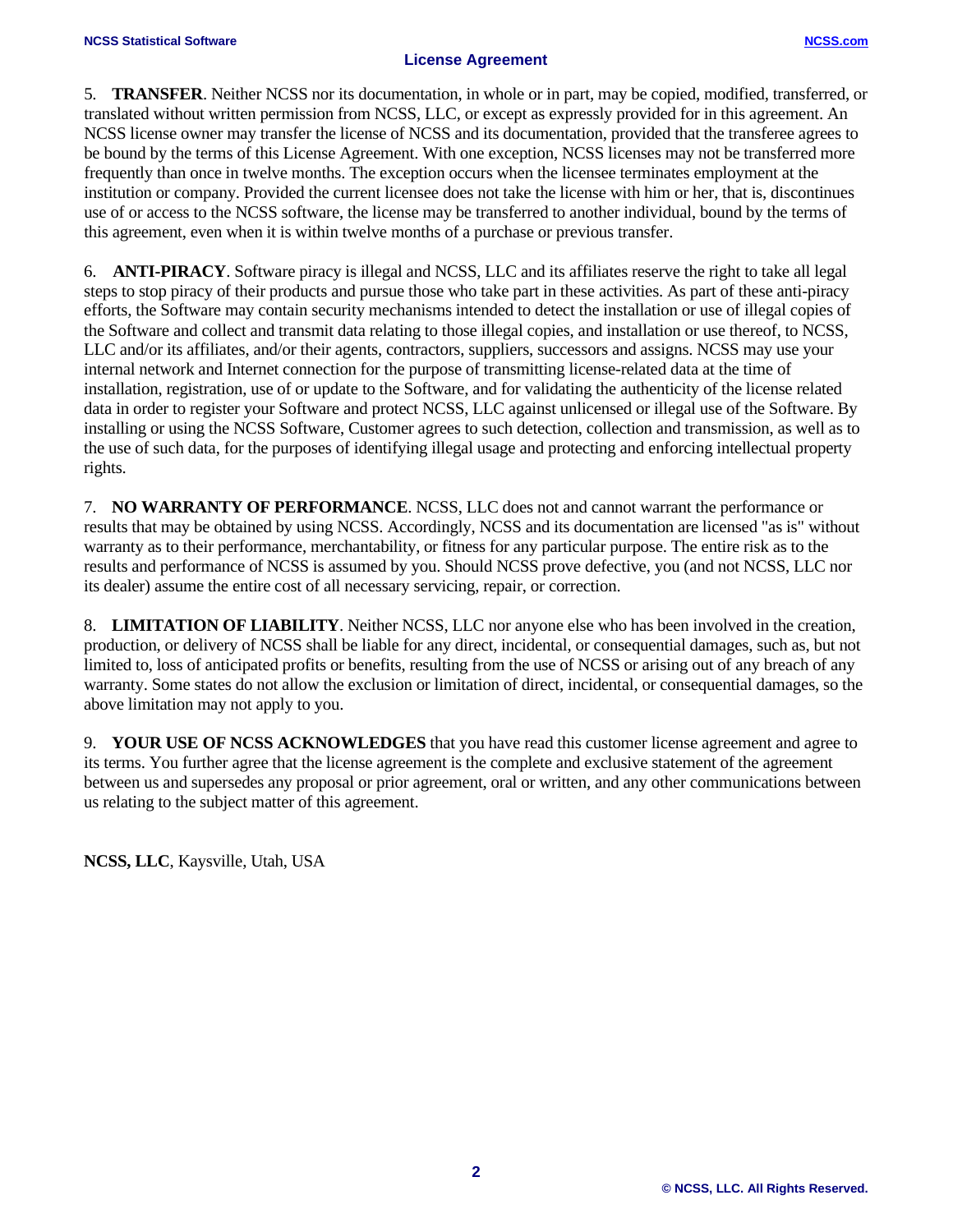## License Agreement

5. **TRANSFER**. Neither NCSS nor its documentation, in whole or in part, may be copied, modified, transferred, or translated without written permission from NCSS, LLC, or except as expressly provided for in this agreement. An NCSS license owner may transfer the license of NCSS and its documentation, provided that the transferee agrees to be bound by the terms of this License Agreement. With one exception, NCSS licenses may not be transferred more frequently than once in twelve months. The exception occurs when the licensee terminates employment at the institution or company. Provided the current licensee does not take the license with him or her, that is, discontinues use of or access to the NCSS software, the license may be transferred to another individual, bound by the terms of this agreement, even when it is within twelve months of a purchase or previous transfer.

6. **ANTI-PIRACY**. Software piracy is illegal and NCSS, LLC and its affiliates reserve the right to take all legal steps to stop piracy of their products and pursue those who take part in these activities. As part of these anti-piracy efforts, the Software may contain security mechanisms intended to detect the installation or use of illegal copies of the Software and collect and transmit data relating to those illegal copies, and installation or use thereof, to NCSS, LLC and/or its affiliates, and/or their agents, contractors, suppliers, successors and assigns. NCSS may use your internal network and Internet connection for the purpose of transmitting license-related data at the time of installation, registration, use of or update to the Software, and for validating the authenticity of the license related data in order to register your Software and protect NCSS, LLC against unlicensed or illegal use of the Software. By installing or using the NCSS Software, Customer agrees to such detection, collection and transmission, as well as to the use of such data, for the purposes of identifying illegal usage and protecting and enforcing intellectual property rights.

7. **NO WARRANTY OF PERFORMANCE**. NCSS, LLC does not and cannot warrant the performance or results that may be obtained by using NCSS. Accordingly, NCSS and its documentation are licensed "as is" without warranty as to their performance, merchantability, or fitness for any particular purpose. The entire risk as to the results and performance of NCSS is assumed by you. Should NCSS prove defective, you (and not NCSS, LLC nor its dealer) assume the entire cost of all necessary servicing, repair, or correction.

8. **LIMITATION OF LIABILITY**. Neither NCSS, LLC nor anyone else who has been involved in the creation, production, or delivery of NCSS shall be liable for any direct, incidental, or consequential damages, such as, but not limited to, loss of anticipated profits or benefits, resulting from the use of NCSS or arising out of any breach of any warranty. Some states do not allow the exclusion or limitation of direct, incidental, or consequential damages, so the above limitation may not apply to you.

9. **YOUR USE OF NCSS ACKNOWLEDGES** that you have read this customer license agreement and agree to its terms. You further agree that the license agreement is the complete and exclusive statement of the agreement between us and supersedes any proposal or prior agreement, oral or written, and any other communications between us relating to the subject matter of this agreement.

**NCSS, LLC**, Kaysville, Utah, USA